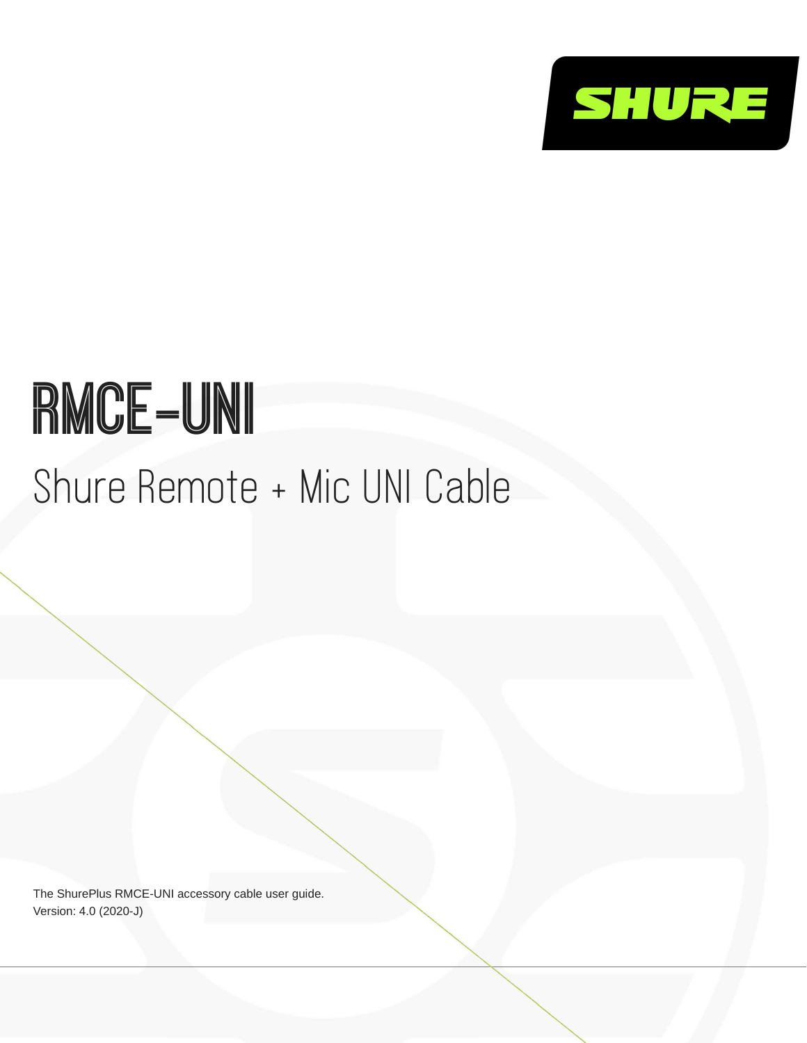# RMCE-UNI

## Shure Remote + Mic UNI Cable

The ShurePlus RMCE-UNI accessory cable user guide.
Version: 4.0 (2020-J)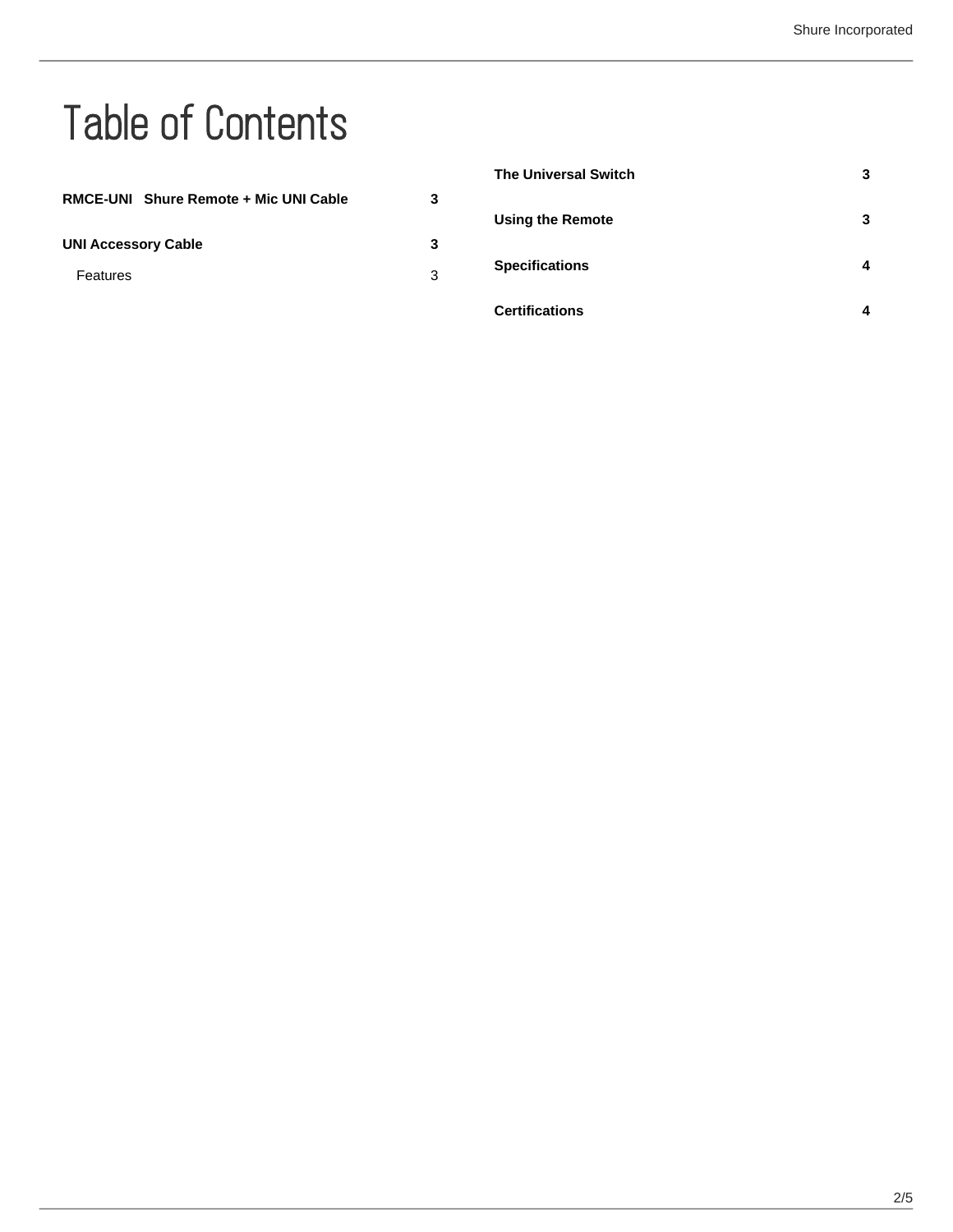# Table of Contents

**RMCE-UNI Shure Remote + Mic UNI Cable** **3**

**UNI Accessory Cable** **3**

Features 3

**The Universal Switch** **3**

**Using the Remote** **3**

**Specifications** **4**

**Certifications** **4**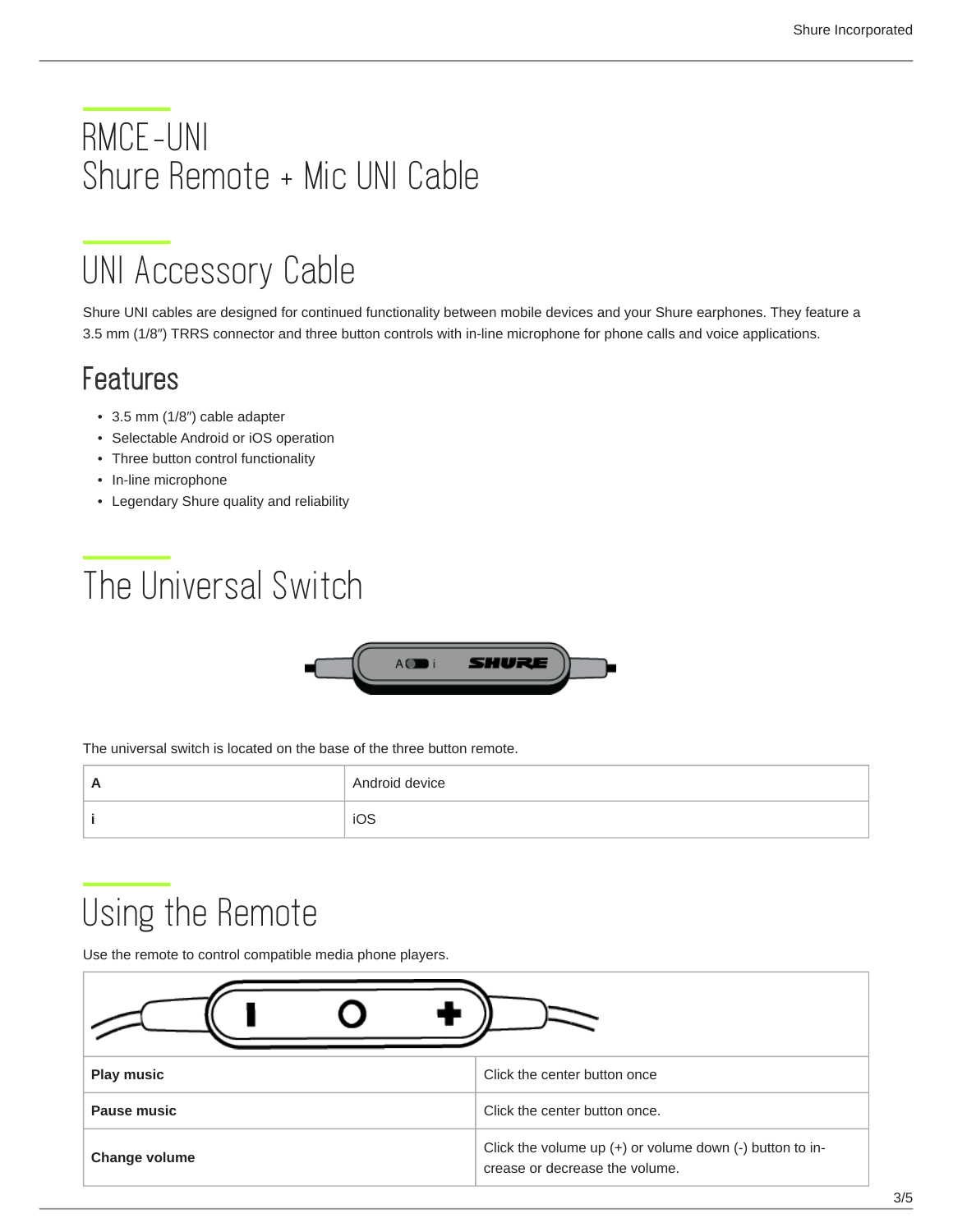# RMCE-UNI
# Shure Remote + Mic UNI Cable

## UNI Accessory Cable

Shure UNI cables are designed for continued functionality between mobile devices and your Shure earphones. They feature a 3.5 mm (1/8″) TRRS connector and three button controls with in-line microphone for phone calls and voice applications.

### Features

- 3.5 mm (1/8″) cable adapter
- Selectable Android or iOS operation
- Three button control functionality
- In-line microphone
- Legendary Shure quality and reliability

## The Universal Switch

The universal switch is located on the base of the three button remote.

| | |
|---|---|
| **A** | Android device |
| **i** | iOS |

## Using the Remote

Use the remote to control compatible media phone players.

| | |
|---|---|
| **Play music** | Click the center button once |
| **Pause music** | Click the center button once. |
| **Change volume** | Click the volume up (+) or volume down (-) button to increase or decrease the volume. |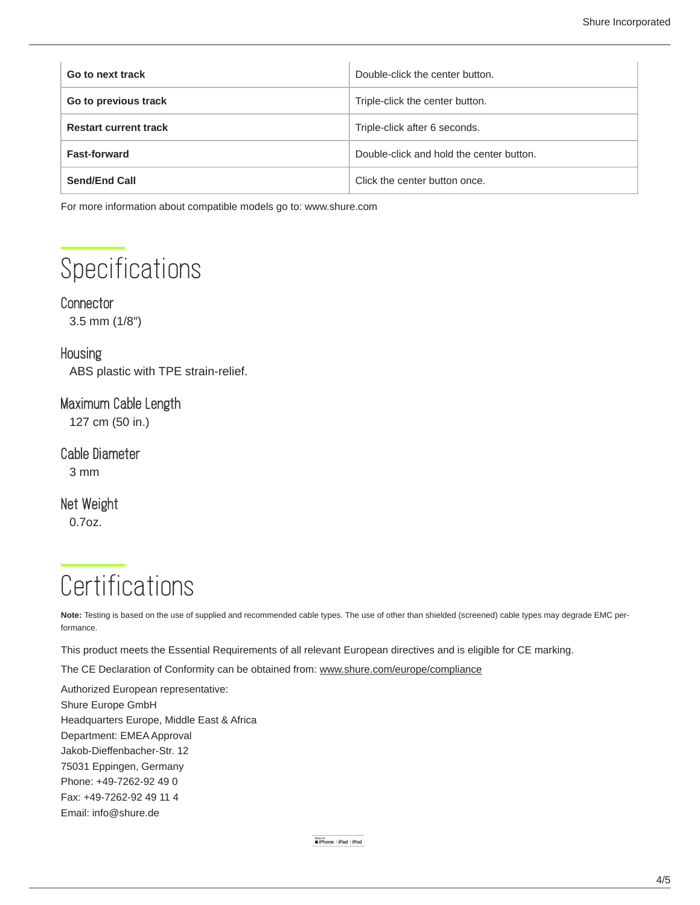| Go to next track | Double-click the center button. |
|---|---|
| **Go to previous track** | Triple-click the center button. |
| **Restart current track** | Triple-click after 6 seconds. |
| **Fast-forward** | Double-click and hold the center button. |
| **Send/End Call** | Click the center button once. |

For more information about compatible models go to: www.shure.com

# Specifications

### Connector

3.5 mm (1/8″)

### Housing

ABS plastic with TPE strain-relief.

### Maximum Cable Length

127 cm (50 in.)

### Cable Diameter

3 mm

### Net Weight

0.7oz.

# Certifications

**Note:** Testing is based on the use of supplied and recommended cable types. The use of other than shielded (screened) cable types may degrade EMC performance.

This product meets the Essential Requirements of all relevant European directives and is eligible for CE marking.

The CE Declaration of Conformity can be obtained from: www.shure.com/europe/compliance

Authorized European representative:
Shure Europe GmbH
Headquarters Europe, Middle East & Africa
Department: EMEA Approval
Jakob-Dieffenbacher-Str. 12
75031 Eppingen, Germany
Phone: +49-7262-92 49 0
Fax: +49-7262-92 49 11 4
Email: info@shure.de

Made for iPhone | iPad | iPod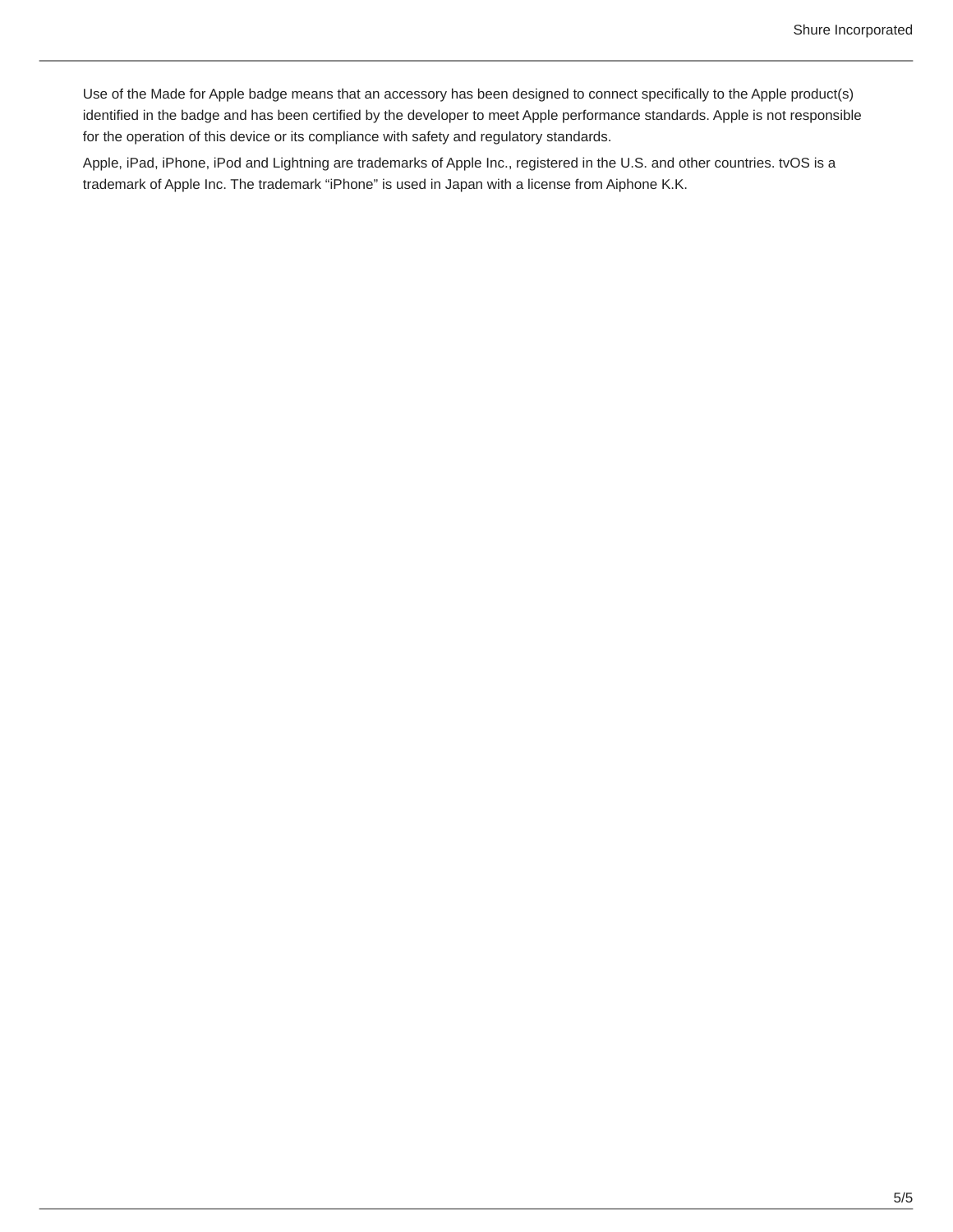Use of the Made for Apple badge means that an accessory has been designed to connect specifically to the Apple product(s) identified in the badge and has been certified by the developer to meet Apple performance standards. Apple is not responsible for the operation of this device or its compliance with safety and regulatory standards.

Apple, iPad, iPhone, iPod and Lightning are trademarks of Apple Inc., registered in the U.S. and other countries. tvOS is a trademark of Apple Inc. The trademark “iPhone” is used in Japan with a license from Aiphone K.K.